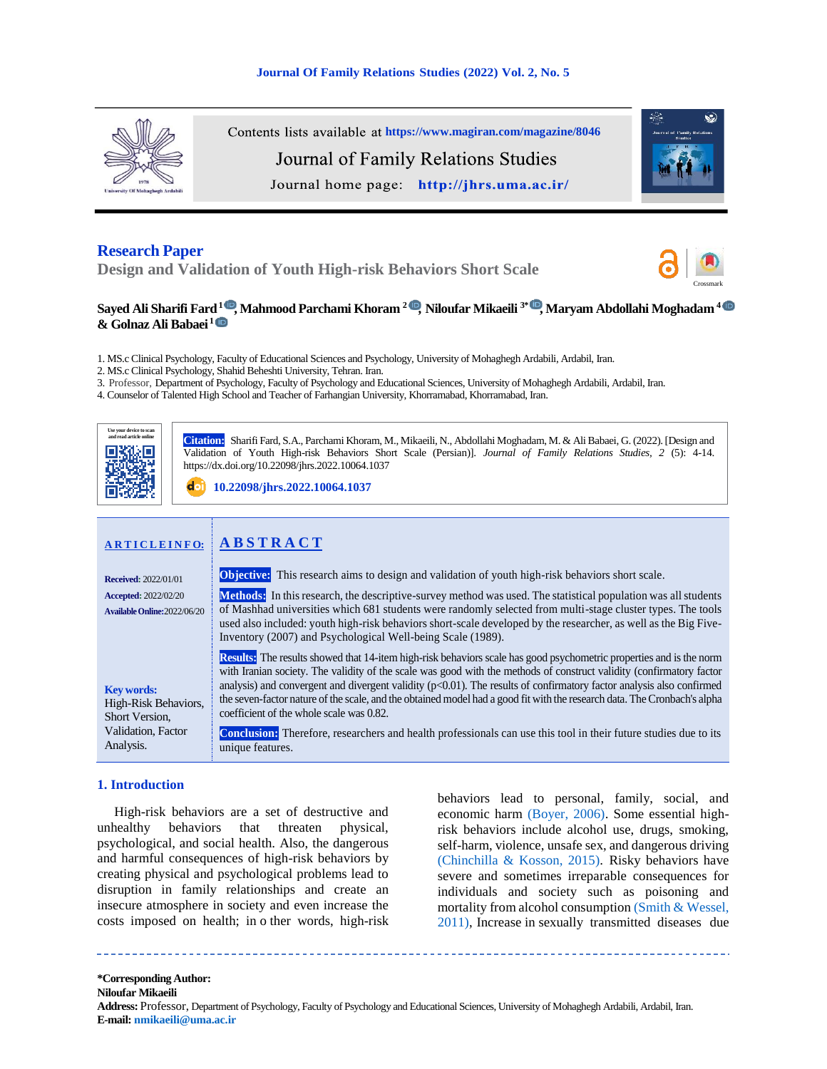Contents lists available at https://www.magiran.com/magazine/8046

Journal of Family Relations Studies

Journal home page: http://jhrs.uma.ac.ir/

**Research Paper**

# Design and Validation of Youth High-risk Behaviors Short Scale

**Sayed Ali Sharifi Fard**[1], **Mahmood Parchami Khoram**[2], **Niloufar Mikaeili**[3*], **Maryam Abdollahi Moghadam**[4] **& Golnaz Ali Babaei**[1]

1. MS.c Clinical Psychology, Faculty of Educational Sciences and Psychology, University of Mohaghegh Ardabili, Ardabil, Iran.
2. MS.c Clinical Psychology, Shahid Beheshti University, Tehran. Iran.
3. Professor, Department of Psychology, Faculty of Psychology and Educational Sciences, University of Mohaghegh Ardabili, Ardabil, Iran.
4. Counselor of Talented High School and Teacher of Farhangian University, Khorramabad, Khorramabad, Iran.

**Citation:** Sharifi Fard, S.A., Parchami Khoram, M., Mikaeili, N., Abdollahi Moghadam, M. & Ali Babaei, G. (2022). [Design and Validation of Youth High-risk Behaviors Short Scale (Persian)]. *Journal of Family Relations Studies, 2* (5): 4-14. https://dx.doi.org/10.22098/jhrs.2022.10064.1037

10.22098/jhrs.2022.10064.1037

**ARTICLE INFO:**

**Received:** 2022/01/01

**Accepted:** 2022/02/20

**Available Online:** 2022/06/20

**Key words:**
High-Risk Behaviors, Short Version, Validation, Factor Analysis.

**ABSTRACT**

**Objective:** This research aims to design and validation of youth high-risk behaviors short scale.

**Methods:** In this research, the descriptive-survey method was used. The statistical population was all students of Mashhad universities which 681 students were randomly selected from multi-stage cluster types. The tools used also included: youth high-risk behaviors short-scale developed by the researcher, as well as the Big Five-Inventory (2007) and Psychological Well-being Scale (1989).

**Results:** The results showed that 14-item high-risk behaviors scale has good psychometric properties and is the norm with Iranian society. The validity of the scale was good with the methods of construct validity (confirmatory factor analysis) and convergent and divergent validity ($p<0.01$). The results of confirmatory factor analysis also confirmed the seven-factor nature of the scale, and the obtained model had a good fit with the research data. The Cronbach's alpha coefficient of the whole scale was 0.82.

**Conclusion:** Therefore, researchers and health professionals can use this tool in their future studies due to its unique features.

## 1. Introduction

High-risk behaviors are a set of destructive and unhealthy behaviors that threaten physical, psychological, and social health. Also, the dangerous and harmful consequences of high-risk behaviors by creating physical and psychological problems lead to disruption in family relationships and create an insecure atmosphere in society and even increase the costs imposed on health; in o ther words, high-risk behaviors lead to personal, family, social, and economic harm (Boyer, 2006). Some essential high-risk behaviors include alcohol use, drugs, smoking, self-harm, violence, unsafe sex, and dangerous driving (Chinchilla & Kosson, 2015). Risky behaviors have severe and sometimes irreparable consequences for individuals and society such as poisoning and mortality from alcohol consumption (Smith & Wessel, 2011), Increase in sexually transmitted diseases due

---

**\*Corresponding Author:**
**Niloufar Mikaeili**
**Address:** Professor, Department of Psychology, Faculty of Psychology and Educational Sciences, University of Mohaghegh Ardabili, Ardabil, Iran.
**E-mail:** nmikaeili@uma.ac.ir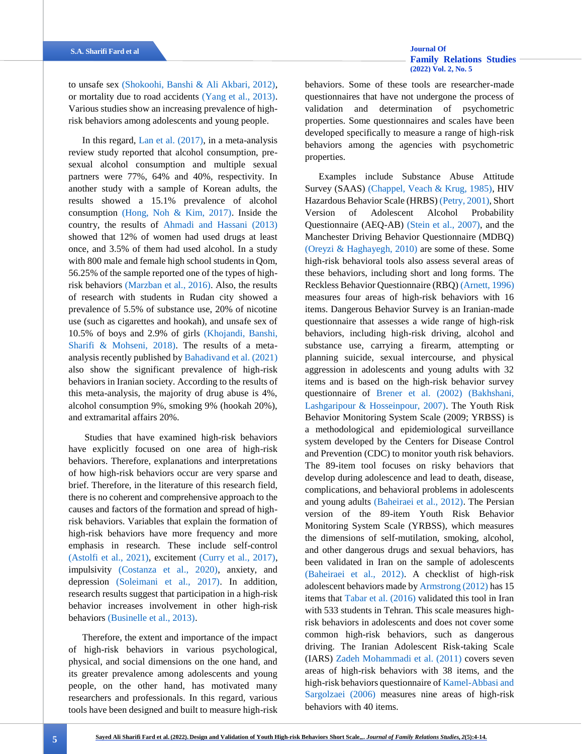to unsafe sex (Shokoohi, Banshi & Ali Akbari, 2012), or mortality due to road accidents (Yang et al., 2013). Various studies show an increasing prevalence of high-risk behaviors among adolescents and young people.

In this regard, Lan et al. (2017), in a meta-analysis review study reported that alcohol consumption, pre-sexual alcohol consumption and multiple sexual partners were 77%, 64% and 40%, respectivity. In another study with a sample of Korean adults, the results showed a 15.1% prevalence of alcohol consumption (Hong, Noh & Kim, 2017). Inside the country, the results of Ahmadi and Hassani (2013) showed that 12% of women had used drugs at least once, and 3.5% of them had used alcohol. In a study with 800 male and female high school students in Qom, 56.25% of the sample reported one of the types of high-risk behaviors (Marzban et al., 2016). Also, the results of research with students in Rudan city showed a prevalence of 5.5% of substance use, 20% of nicotine use (such as cigarettes and hookah), and unsafe sex of 10.5% of boys and 2.9% of girls (Khojandi, Banshi, Sharifi & Mohseni, 2018). The results of a meta-analysis recently published by Bahadivand et al. (2021) also show the significant prevalence of high-risk behaviors in Iranian society. According to the results of this meta-analysis, the majority of drug abuse is 4%, alcohol consumption 9%, smoking 9% (hookah 20%), and extramarital affairs 20%.

Studies that have examined high-risk behaviors have explicitly focused on one area of high-risk behaviors. Therefore, explanations and interpretations of how high-risk behaviors occur are very sparse and brief. Therefore, in the literature of this research field, there is no coherent and comprehensive approach to the causes and factors of the formation and spread of high-risk behaviors. Variables that explain the formation of high-risk behaviors have more frequency and more emphasis in research. These include self-control (Astolfi et al., 2021), excitement (Curry et al., 2017), impulsivity (Costanza et al., 2020), anxiety, and depression (Soleimani et al., 2017). In addition, research results suggest that participation in a high-risk behavior increases involvement in other high-risk behaviors (Businelle et al., 2013).

Therefore, the extent and importance of the impact of high-risk behaviors in various psychological, physical, and social dimensions on the one hand, and its greater prevalence among adolescents and young people, on the other hand, has motivated many researchers and professionals. In this regard, various tools have been designed and built to measure high-risk behaviors. Some of these tools are researcher-made questionnaires that have not undergone the process of validation and determination of psychometric properties. Some questionnaires and scales have been developed specifically to measure a range of high-risk behaviors among the agencies with psychometric properties.

Examples include Substance Abuse Attitude Survey (SAAS) (Chappel, Veach & Krug, 1985), HIV Hazardous Behavior Scale (HRBS) (Petry, 2001), Short Version of Adolescent Alcohol Probability Questionnaire (AEQ-AB) (Stein et al., 2007), and the Manchester Driving Behavior Questionnaire (MDBQ) (Oreyzi & Haghayegh, 2010) are some of these. Some high-risk behavioral tools also assess several areas of these behaviors, including short and long forms. The Reckless Behavior Questionnaire (RBQ) (Arnett, 1996) measures four areas of high-risk behaviors with 16 items. Dangerous Behavior Survey is an Iranian-made questionnaire that assesses a wide range of high-risk behaviors, including high-risk driving, alcohol and substance use, carrying a firearm, attempting or planning suicide, sexual intercourse, and physical aggression in adolescents and young adults with 32 items and is based on the high-risk behavior survey questionnaire of Brener et al. (2002) (Bakhshani, Lashgaripour & Hosseinpour, 2007). The Youth Risk Behavior Monitoring System Scale (2009; YRBSS) is a methodological and epidemiological surveillance system developed by the Centers for Disease Control and Prevention (CDC) to monitor youth risk behaviors. The 89-item tool focuses on risky behaviors that develop during adolescence and lead to death, disease, complications, and behavioral problems in adolescents and young adults (Baheiraei et al., 2012). The Persian version of the 89-item Youth Risk Behavior Monitoring System Scale (YRBSS), which measures the dimensions of self-mutilation, smoking, alcohol, and other dangerous drugs and sexual behaviors, has been validated in Iran on the sample of adolescents (Baheiraei et al., 2012). A checklist of high-risk adolescent behaviors made by Armstrong (2012) has 15 items that Tabar et al. (2016) validated this tool in Iran with 533 students in Tehran. This scale measures high-risk behaviors in adolescents and does not cover some common high-risk behaviors, such as dangerous driving. The Iranian Adolescent Risk-taking Scale (IARS) Zadeh Mohammadi et al. (2011) covers seven areas of high-risk behaviors with 38 items, and the high-risk behaviors questionnaire of Kamel-Abbasi and Sargolzaei (2006) measures nine areas of high-risk behaviors with 40 items.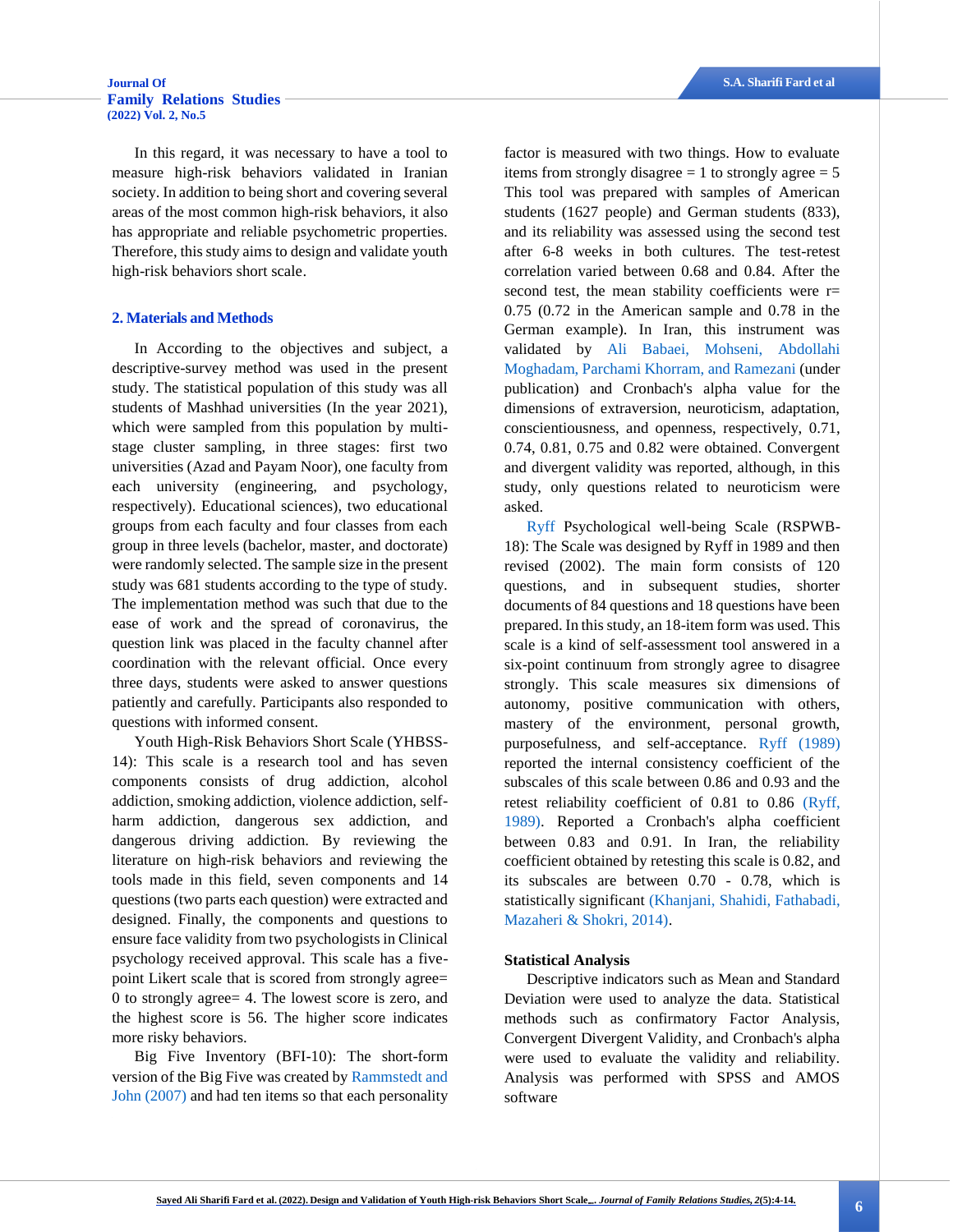In this regard, it was necessary to have a tool to measure high-risk behaviors validated in Iranian society. In addition to being short and covering several areas of the most common high-risk behaviors, it also has appropriate and reliable psychometric properties. Therefore, this study aims to design and validate youth high-risk behaviors short scale.

## 2. Materials and Methods

In According to the objectives and subject, a descriptive-survey method was used in the present study. The statistical population of this study was all students of Mashhad universities (In the year 2021), which were sampled from this population by multi-stage cluster sampling, in three stages: first two universities (Azad and Payam Noor), one faculty from each university (engineering, and psychology, respectively). Educational sciences), two educational groups from each faculty and four classes from each group in three levels (bachelor, master, and doctorate) were randomly selected. The sample size in the present study was 681 students according to the type of study. The implementation method was such that due to the ease of work and the spread of coronavirus, the question link was placed in the faculty channel after coordination with the relevant official. Once every three days, students were asked to answer questions patiently and carefully. Participants also responded to questions with informed consent.

Youth High-Risk Behaviors Short Scale (YHBSS-14): This scale is a research tool and has seven components consists of drug addiction, alcohol addiction, smoking addiction, violence addiction, self-harm addiction, dangerous sex addiction, and dangerous driving addiction. By reviewing the literature on high-risk behaviors and reviewing the tools made in this field, seven components and 14 questions (two parts each question) were extracted and designed. Finally, the components and questions to ensure face validity from two psychologists in Clinical psychology received approval. This scale has a five-point Likert scale that is scored from strongly agree= 0 to strongly agree= 4. The lowest score is zero, and the highest score is 56. The higher score indicates more risky behaviors.

Big Five Inventory (BFI-10): The short-form version of the Big Five was created by Rammstedt and John (2007) and had ten items so that each personality factor is measured with two things. How to evaluate items from strongly disagree = 1 to strongly agree = 5 This tool was prepared with samples of American students (1627 people) and German students (833), and its reliability was assessed using the second test after 6-8 weeks in both cultures. The test-retest correlation varied between 0.68 and 0.84. After the second test, the mean stability coefficients were r= 0.75 (0.72 in the American sample and 0.78 in the German example). In Iran, this instrument was validated by Ali Babaei, Mohseni, Abdollahi Moghadam, Parchami Khorram, and Ramezani (under publication) and Cronbach's alpha value for the dimensions of extraversion, neuroticism, adaptation, conscientiousness, and openness, respectively, 0.71, 0.74, 0.81, 0.75 and 0.82 were obtained. Convergent and divergent validity was reported, although, in this study, only questions related to neuroticism were asked.

Ryff Psychological well-being Scale (RSPWB-18): The Scale was designed by Ryff in 1989 and then revised (2002). The main form consists of 120 questions, and in subsequent studies, shorter documents of 84 questions and 18 questions have been prepared. In this study, an 18-item form was used. This scale is a kind of self-assessment tool answered in a six-point continuum from strongly agree to disagree strongly. This scale measures six dimensions of autonomy, positive communication with others, mastery of the environment, personal growth, purposefulness, and self-acceptance. Ryff (1989) reported the internal consistency coefficient of the subscales of this scale between 0.86 and 0.93 and the retest reliability coefficient of 0.81 to 0.86 (Ryff, 1989). Reported a Cronbach's alpha coefficient between 0.83 and 0.91. In Iran, the reliability coefficient obtained by retesting this scale is 0.82, and its subscales are between 0.70 - 0.78, which is statistically significant (Khanjani, Shahidi, Fathabadi, Mazaheri & Shokri, 2014).

### Statistical Analysis

Descriptive indicators such as Mean and Standard Deviation were used to analyze the data. Statistical methods such as confirmatory Factor Analysis, Convergent Divergent Validity, and Cronbach's alpha were used to evaluate the validity and reliability. Analysis was performed with SPSS and AMOS software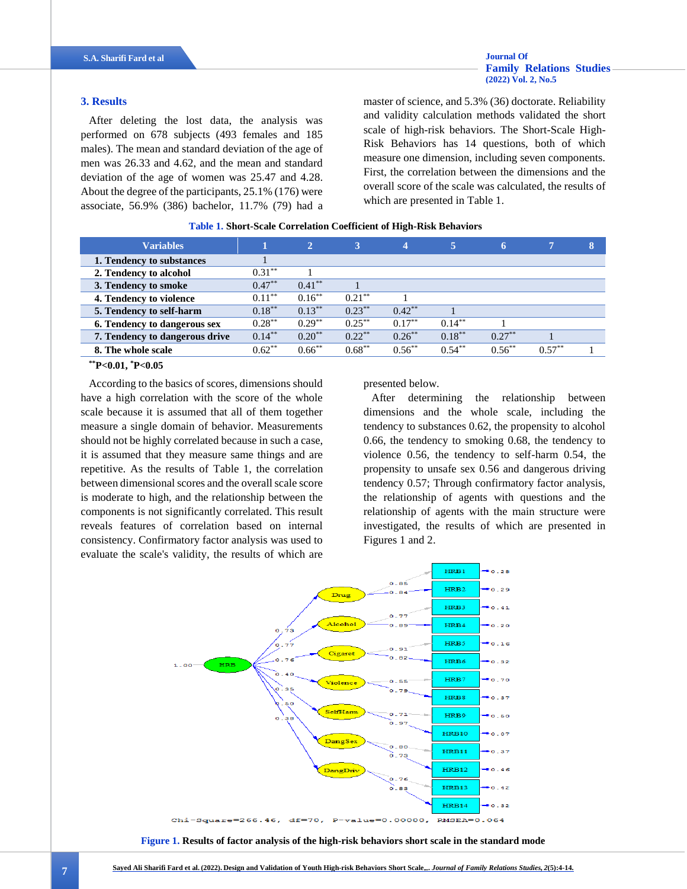## 3. Results

After deleting the lost data, the analysis was performed on 678 subjects (493 females and 185 males). The mean and standard deviation of the age of men was 26.33 and 4.62, and the mean and standard deviation of the age of women was 25.47 and 4.28. About the degree of the participants, 25.1% (176) were associate, 56.9% (386) bachelor, 11.7% (79) had a master of science, and 5.3% (36) doctorate. Reliability and validity calculation methods validated the short scale of high-risk behaviors. The Short-Scale High-Risk Behaviors has 14 questions, both of which measure one dimension, including seven components. First, the correlation between the dimensions and the overall score of the scale was calculated, the results of which are presented in Table 1.

**Table 1. Short-Scale Correlation Coefficient of High-Risk Behaviors**

| Variables | 1 | 2 | 3 | 4 | 5 | 6 | 7 | 8 |
|---|---|---|---|---|---|---|---|---|
| **1. Tendency to substances** | 1 | | | | | | | |
| **2. Tendency to alcohol** | 0.31** | 1 | | | | | | |
| **3. Tendency to smoke** | 0.47** | 0.41** | 1 | | | | | |
| **4. Tendency to violence** | 0.11** | 0.16** | 0.21** | 1 | | | | |
| **5. Tendency to self-harm** | 0.18** | 0.13** | 0.23** | 0.42** | 1 | | | |
| **6. Tendency to dangerous sex** | 0.28** | 0.29** | 0.25** | 0.17** | 0.14** | 1 | | |
| **7. Tendency to dangerous drive** | 0.14** | 0.20** | 0.22** | 0.26** | 0.18** | 0.27** | 1 | |
| **8. The whole scale** | 0.62** | 0.66** | 0.68** | 0.56** | 0.54** | 0.56** | 0.57** | 1 |

**P<0.01, *P<0.05

According to the basics of scores, dimensions should have a high correlation with the score of the whole scale because it is assumed that all of them together measure a single domain of behavior. Measurements should not be highly correlated because in such a case, it is assumed that they measure same things and are repetitive. As the results of Table 1, the correlation between dimensional scores and the overall scale score is moderate to high, and the relationship between the components is not significantly correlated. This result reveals features of correlation based on internal consistency. Confirmatory factor analysis was used to evaluate the scale's validity, the results of which are presented below.

After determining the relationship between dimensions and the whole scale, including the tendency to substances 0.62, the propensity to alcohol 0.66, the tendency to smoking 0.68, the tendency to violence 0.56, the tendency to self-harm 0.54, the propensity to unsafe sex 0.56 and dangerous driving tendency 0.57; Through confirmatory factor analysis, the relationship of agents with questions and the relationship of agents with the main structure were investigated, the results of which are presented in Figures 1 and 2.

Chi-Square=266.46, df=70, P-value=0.00000, RMSEA=0.064

**Figure 1. Results of factor analysis of the high-risk behaviors short scale in the standard mode**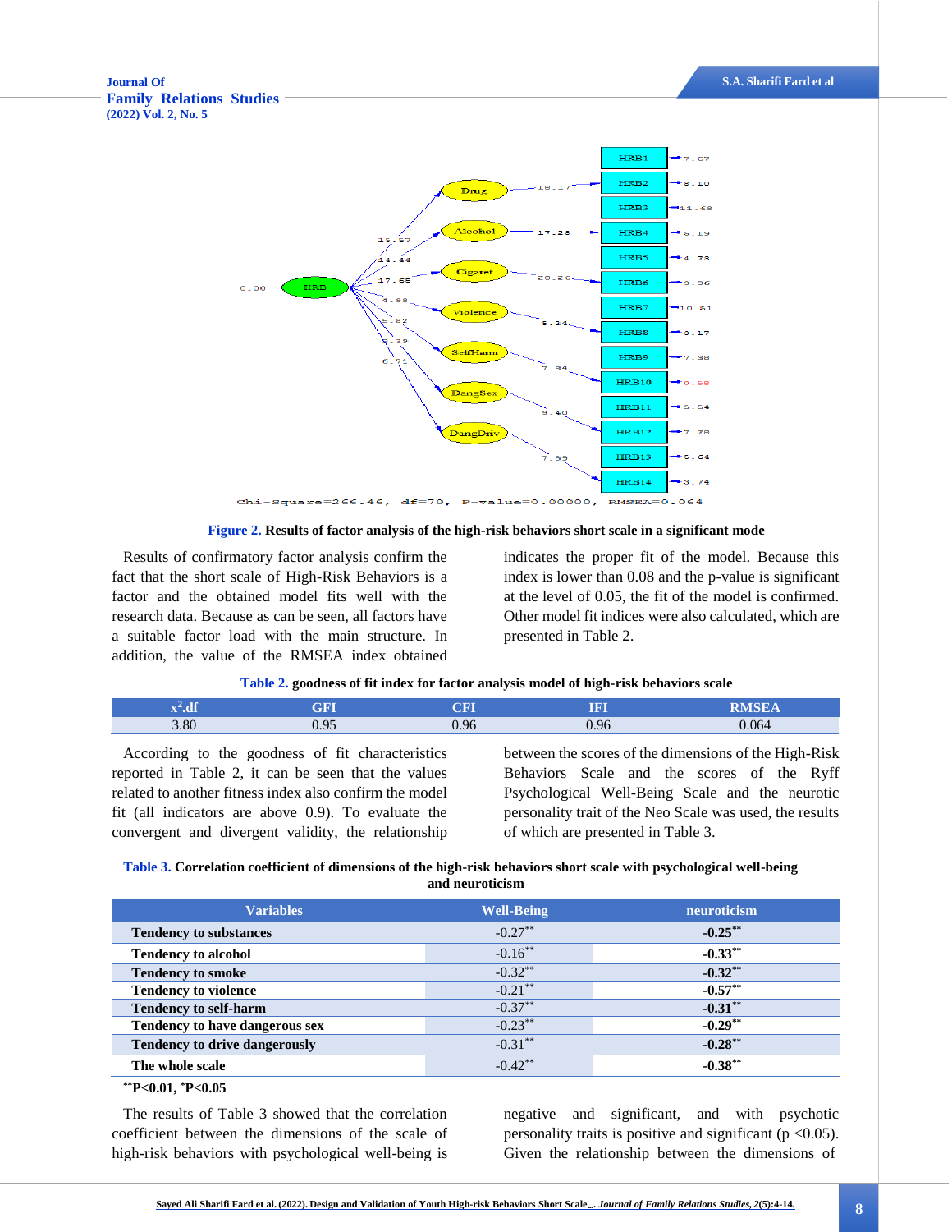**Figure 2.** Results of factor analysis of the high-risk behaviors short scale in a significant mode

Results of confirmatory factor analysis confirm the fact that the short scale of High-Risk Behaviors is a factor and the obtained model fits well with the research data. Because as can be seen, all factors have a suitable factor load with the main structure. In addition, the value of the RMSEA index obtained indicates the proper fit of the model. Because this index is lower than 0.08 and the p-value is significant at the level of 0.05, the fit of the model is confirmed. Other model fit indices were also calculated, which are presented in Table 2.

**Table 2.** goodness of fit index for factor analysis model of high-risk behaviors scale

| $x^2$.df | GFI | CFI | IFI | RMSEA |
|---|---|---|---|---|
| 3.80 | 0.95 | 0.96 | 0.96 | 0.064 |

According to the goodness of fit characteristics reported in Table 2, it can be seen that the values related to another fitness index also confirm the model fit (all indicators are above 0.9). To evaluate the convergent and divergent validity, the relationship between the scores of the dimensions of the High-Risk Behaviors Scale and the scores of the Ryff Psychological Well-Being Scale and the neurotic personality trait of the Neo Scale was used, the results of which are presented in Table 3.

**Table 3.** Correlation coefficient of dimensions of the high-risk behaviors short scale with psychological well-being and neuroticism

| Variables | Well-Being | neuroticism |
|---|---|---|
| **Tendency to substances** | -0.27** | **-0.25**** |
| **Tendency to alcohol** | -0.16** | **-0.33**** |
| **Tendency to smoke** | -0.32** | **-0.32**** |
| **Tendency to violence** | -0.21** | **-0.57**** |
| **Tendency to self-harm** | -0.37** | **-0.31**** |
| **Tendency to have dangerous sex** | -0.23** | **-0.29**** |
| **Tendency to drive dangerously** | -0.31** | **-0.28**** |
| **The whole scale** | -0.42** | **-0.38**** |

**\*\*P<0.01, \*P<0.05**

The results of Table 3 showed that the correlation coefficient between the dimensions of the scale of high-risk behaviors with psychological well-being is negative and significant, and with psychotic personality traits is positive and significant ($p < 0.05$). Given the relationship between the dimensions of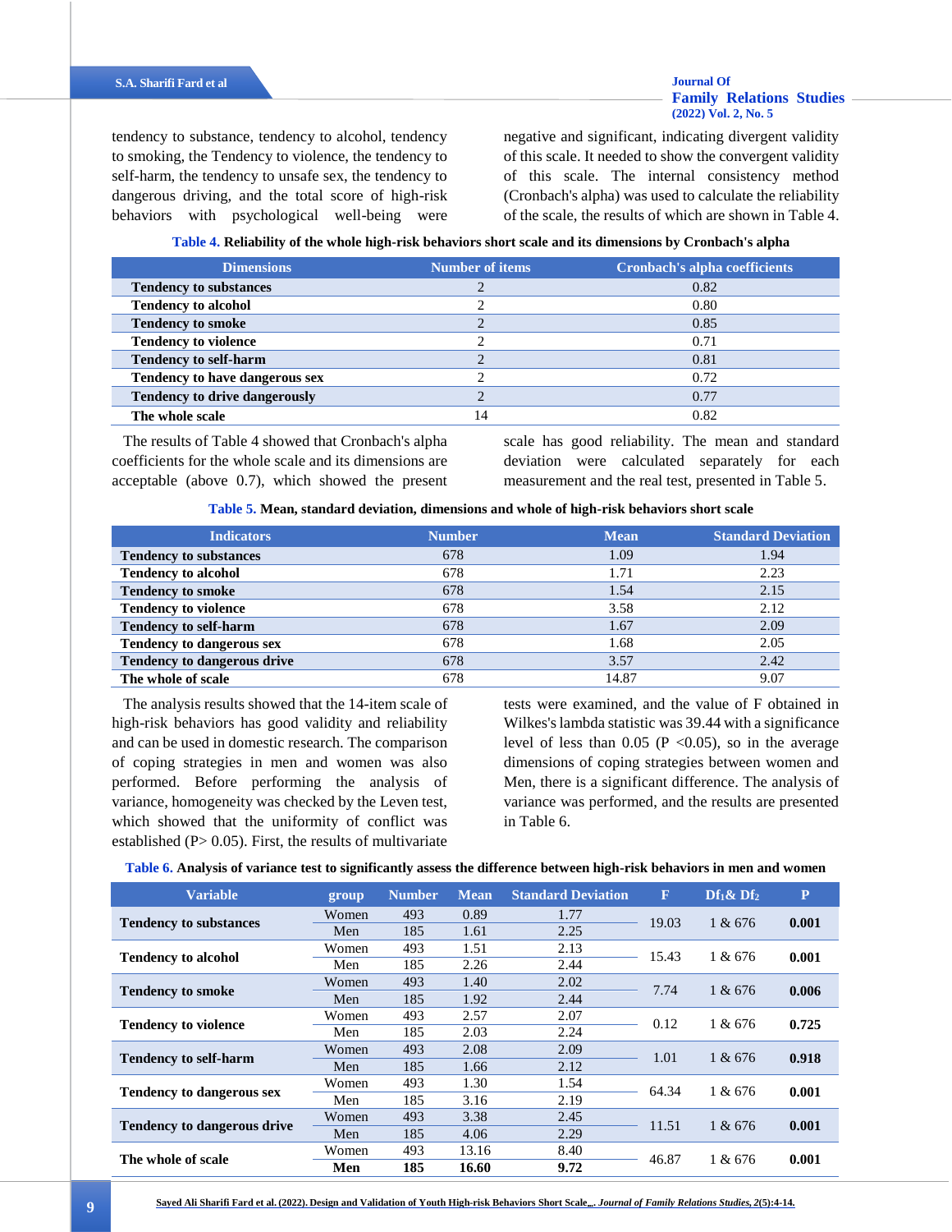tendency to substance, tendency to alcohol, tendency to smoking, the Tendency to violence, the tendency to self-harm, the tendency to unsafe sex, the tendency to dangerous driving, and the total score of high-risk behaviors with psychological well-being were negative and significant, indicating divergent validity of this scale. It needed to show the convergent validity of this scale. The internal consistency method (Cronbach's alpha) was used to calculate the reliability of the scale, the results of which are shown in Table 4.

**Table 4. Reliability of the whole high-risk behaviors short scale and its dimensions by Cronbach's alpha**

| Dimensions | Number of items | Cronbach's alpha coefficients |
|---|---|---|
| **Tendency to substances** | 2 | 0.82 |
| **Tendency to alcohol** | 2 | 0.80 |
| **Tendency to smoke** | 2 | 0.85 |
| **Tendency to violence** | 2 | 0.71 |
| **Tendency to self-harm** | 2 | 0.81 |
| **Tendency to have dangerous sex** | 2 | 0.72 |
| **Tendency to drive dangerously** | 2 | 0.77 |
| **The whole scale** | 14 | 0.82 |

The results of Table 4 showed that Cronbach's alpha coefficients for the whole scale and its dimensions are acceptable (above 0.7), which showed the present scale has good reliability. The mean and standard deviation were calculated separately for each measurement and the real test, presented in Table 5.

**Table 5. Mean, standard deviation, dimensions and whole of high-risk behaviors short scale**

| Indicators | Number | Mean | Standard Deviation |
|---|---|---|---|
| **Tendency to substances** | 678 | 1.09 | 1.94 |
| **Tendency to alcohol** | 678 | 1.71 | 2.23 |
| **Tendency to smoke** | 678 | 1.54 | 2.15 |
| **Tendency to violence** | 678 | 3.58 | 2.12 |
| **Tendency to self-harm** | 678 | 1.67 | 2.09 |
| **Tendency to dangerous sex** | 678 | 1.68 | 2.05 |
| **Tendency to dangerous drive** | 678 | 3.57 | 2.42 |
| **The whole of scale** | 678 | 14.87 | 9.07 |

The analysis results showed that the 14-item scale of high-risk behaviors has good validity and reliability and can be used in domestic research. The comparison of coping strategies in men and women was also performed. Before performing the analysis of variance, homogeneity was checked by the Leven test, which showed that the uniformity of conflict was established (P> 0.05). First, the results of multivariate tests were examined, and the value of F obtained in Wilkes's lambda statistic was 39.44 with a significance level of less than 0.05 (P <0.05), so in the average dimensions of coping strategies between women and Men, there is a significant difference. The analysis of variance was performed, and the results are presented in Table 6.

**Table 6. Analysis of variance test to significantly assess the difference between high-risk behaviors in men and women**

| Variable | group | Number | Mean | Standard Deviation | F | $Df_1$& $Df_2$ | P |
|---|---|---|---|---|---|---|---|
| **Tendency to substances** | Women | 493 | 0.89 | 1.77 | 19.03 | 1 & 676 | **0.001** |
| | Men | 185 | 1.61 | 2.25 | | | |
| **Tendency to alcohol** | Women | 493 | 1.51 | 2.13 | 15.43 | 1 & 676 | **0.001** |
| | Men | 185 | 2.26 | 2.44 | | | |
| **Tendency to smoke** | Women | 493 | 1.40 | 2.02 | 7.74 | 1 & 676 | **0.006** |
| | Men | 185 | 1.92 | 2.44 | | | |
| **Tendency to violence** | Women | 493 | 2.57 | 2.07 | 0.12 | 1 & 676 | **0.725** |
| | Men | 185 | 2.03 | 2.24 | | | |
| **Tendency to self-harm** | Women | 493 | 2.08 | 2.09 | 1.01 | 1 & 676 | **0.918** |
| | Men | 185 | 1.66 | 2.12 | | | |
| **Tendency to dangerous sex** | Women | 493 | 1.30 | 1.54 | 64.34 | 1 & 676 | **0.001** |
| | Men | 185 | 3.16 | 2.19 | | | |
| **Tendency to dangerous drive** | Women | 493 | 3.38 | 2.45 | 11.51 | 1 & 676 | **0.001** |
| | Men | 185 | 4.06 | 2.29 | | | |
| **The whole of scale** | Women | 493 | 13.16 | 8.40 | 46.87 | 1 & 676 | **0.001** |
| | **Men** | **185** | **16.60** | **9.72** | | | |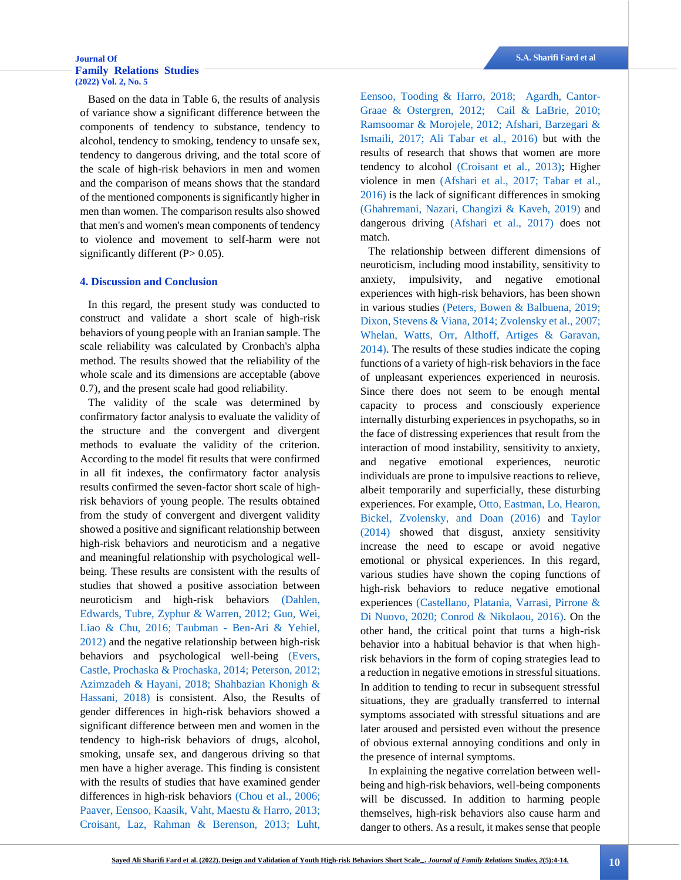Based on the data in Table 6, the results of analysis of variance show a significant difference between the components of tendency to substance, tendency to alcohol, tendency to smoking, tendency to unsafe sex, tendency to dangerous driving, and the total score of the scale of high-risk behaviors in men and women and the comparison of means shows that the standard of the mentioned components is significantly higher in men than women. The comparison results also showed that men's and women's mean components of tendency to violence and movement to self-harm were not significantly different (P> 0.05).

## 4. Discussion and Conclusion

In this regard, the present study was conducted to construct and validate a short scale of high-risk behaviors of young people with an Iranian sample. The scale reliability was calculated by Cronbach's alpha method. The results showed that the reliability of the whole scale and its dimensions are acceptable (above 0.7), and the present scale had good reliability.

The validity of the scale was determined by confirmatory factor analysis to evaluate the validity of the structure and the convergent and divergent methods to evaluate the validity of the criterion. According to the model fit results that were confirmed in all fit indexes, the confirmatory factor analysis results confirmed the seven-factor short scale of high-risk behaviors of young people. The results obtained from the study of convergent and divergent validity showed a positive and significant relationship between high-risk behaviors and neuroticism and a negative and meaningful relationship with psychological well-being. These results are consistent with the results of studies that showed a positive association between neuroticism and high-risk behaviors (Dahlen, Edwards, Tubre, Zyphur & Warren, 2012; Guo, Wei, Liao & Chu, 2016; Taubman - Ben-Ari & Yehiel, 2012) and the negative relationship between high-risk behaviors and psychological well-being (Evers, Castle, Prochaska & Prochaska, 2014; Peterson, 2012; Azimzadeh & Hayani, 2018; Shahbazian Khonigh & Hassani, 2018) is consistent. Also, the Results of gender differences in high-risk behaviors showed a significant difference between men and women in the tendency to high-risk behaviors of drugs, alcohol, smoking, unsafe sex, and dangerous driving so that men have a higher average. This finding is consistent with the results of studies that have examined gender differences in high-risk behaviors (Chou et al., 2006; Paaver, Eensoo, Kaasik, Vaht, Maestu & Harro, 2013; Croisant, Laz, Rahman & Berenson, 2013; Luht, Eensoo, Tooding & Harro, 2018; Agardh, Cantor-Graae & Ostergren, 2012; Cail & LaBrie, 2010; Ramsoomar & Morojele, 2012; Afshari, Barzegari & Ismaili, 2017; Ali Tabar et al., 2016) but with the results of research that shows that women are more tendency to alcohol (Croisant et al., 2013); Higher violence in men (Afshari et al., 2017; Tabar et al., 2016) is the lack of significant differences in smoking (Ghahremani, Nazari, Changizi & Kaveh, 2019) and dangerous driving (Afshari et al., 2017) does not match.

The relationship between different dimensions of neuroticism, including mood instability, sensitivity to anxiety, impulsivity, and negative emotional experiences with high-risk behaviors, has been shown in various studies (Peters, Bowen & Balbuena, 2019; Dixon, Stevens & Viana, 2014; Zvolensky et al., 2007; Whelan, Watts, Orr, Althoff, Artiges & Garavan, 2014). The results of these studies indicate the coping functions of a variety of high-risk behaviors in the face of unpleasant experiences experienced in neurosis. Since there does not seem to be enough mental capacity to process and consciously experience internally disturbing experiences in psychopaths, so in the face of distressing experiences that result from the interaction of mood instability, sensitivity to anxiety, and negative emotional experiences, neurotic individuals are prone to impulsive reactions to relieve, albeit temporarily and superficially, these disturbing experiences. For example, Otto, Eastman, Lo, Hearon, Bickel, Zvolensky, and Doan (2016) and Taylor (2014) showed that disgust, anxiety sensitivity increase the need to escape or avoid negative emotional or physical experiences. In this regard, various studies have shown the coping functions of high-risk behaviors to reduce negative emotional experiences (Castellano, Platania, Varrasi, Pirrone & Di Nuovo, 2020; Conrod & Nikolaou, 2016). On the other hand, the critical point that turns a high-risk behavior into a habitual behavior is that when high-risk behaviors in the form of coping strategies lead to a reduction in negative emotions in stressful situations. In addition to tending to recur in subsequent stressful situations, they are gradually transferred to internal symptoms associated with stressful situations and are later aroused and persisted even without the presence of obvious external annoying conditions and only in the presence of internal symptoms.

In explaining the negative correlation between well-being and high-risk behaviors, well-being components will be discussed. In addition to harming people themselves, high-risk behaviors also cause harm and danger to others. As a result, it makes sense that people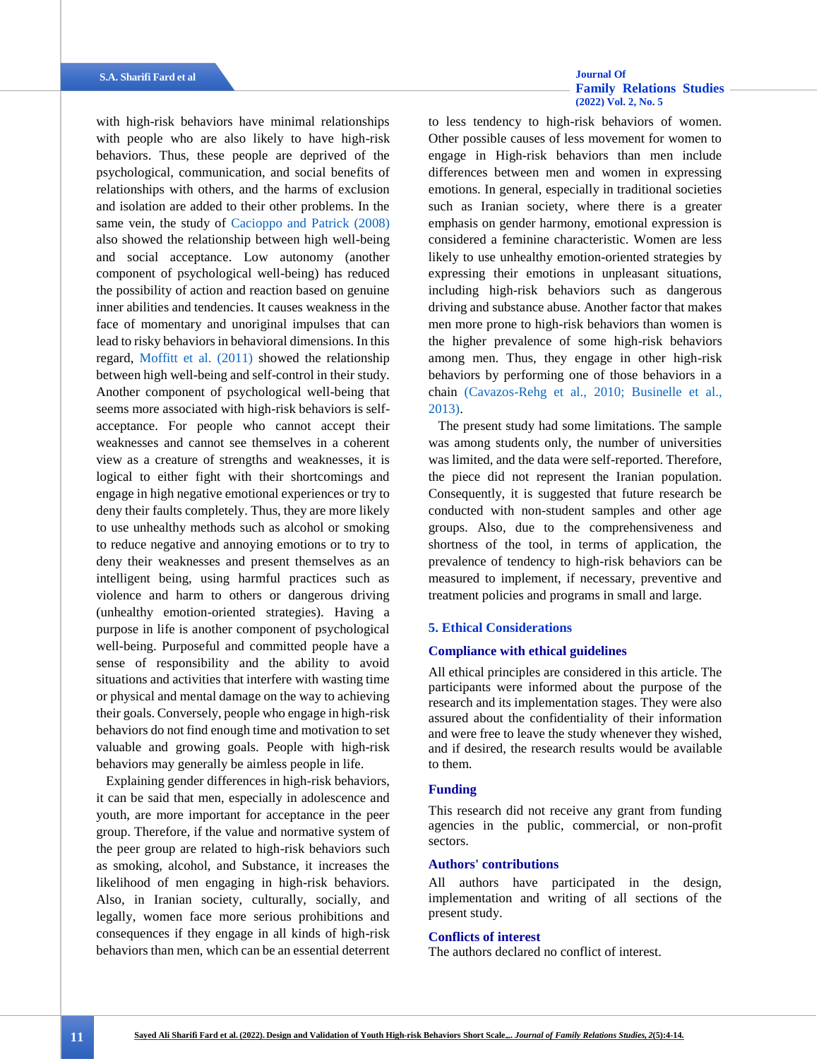with high-risk behaviors have minimal relationships with people who are also likely to have high-risk behaviors. Thus, these people are deprived of the psychological, communication, and social benefits of relationships with others, and the harms of exclusion and isolation are added to their other problems. In the same vein, the study of Cacioppo and Patrick (2008) also showed the relationship between high well-being and social acceptance. Low autonomy (another component of psychological well-being) has reduced the possibility of action and reaction based on genuine inner abilities and tendencies. It causes weakness in the face of momentary and unoriginal impulses that can lead to risky behaviors in behavioral dimensions. In this regard, Moffitt et al. (2011) showed the relationship between high well-being and self-control in their study. Another component of psychological well-being that seems more associated with high-risk behaviors is self-acceptance. For people who cannot accept their weaknesses and cannot see themselves in a coherent view as a creature of strengths and weaknesses, it is logical to either fight with their shortcomings and engage in high negative emotional experiences or try to deny their faults completely. Thus, they are more likely to use unhealthy methods such as alcohol or smoking to reduce negative and annoying emotions or to try to deny their weaknesses and present themselves as an intelligent being, using harmful practices such as violence and harm to others or dangerous driving (unhealthy emotion-oriented strategies). Having a purpose in life is another component of psychological well-being. Purposeful and committed people have a sense of responsibility and the ability to avoid situations and activities that interfere with wasting time or physical and mental damage on the way to achieving their goals. Conversely, people who engage in high-risk behaviors do not find enough time and motivation to set valuable and growing goals. People with high-risk behaviors may generally be aimless people in life.

Explaining gender differences in high-risk behaviors, it can be said that men, especially in adolescence and youth, are more important for acceptance in the peer group. Therefore, if the value and normative system of the peer group are related to high-risk behaviors such as smoking, alcohol, and Substance, it increases the likelihood of men engaging in high-risk behaviors. Also, in Iranian society, culturally, socially, and legally, women face more serious prohibitions and consequences if they engage in all kinds of high-risk behaviors than men, which can be an essential deterrent to less tendency to high-risk behaviors of women. Other possible causes of less movement for women to engage in High-risk behaviors than men include differences between men and women in expressing emotions. In general, especially in traditional societies such as Iranian society, where there is a greater emphasis on gender harmony, emotional expression is considered a feminine characteristic. Women are less likely to use unhealthy emotion-oriented strategies by expressing their emotions in unpleasant situations, including high-risk behaviors such as dangerous driving and substance abuse. Another factor that makes men more prone to high-risk behaviors than women is the higher prevalence of some high-risk behaviors among men. Thus, they engage in other high-risk behaviors by performing one of those behaviors in a chain (Cavazos-Rehg et al., 2010; Businelle et al., 2013).

The present study had some limitations. The sample was among students only, the number of universities was limited, and the data were self-reported. Therefore, the piece did not represent the Iranian population. Consequently, it is suggested that future research be conducted with non-student samples and other age groups. Also, due to the comprehensiveness and shortness of the tool, in terms of application, the prevalence of tendency to high-risk behaviors can be measured to implement, if necessary, preventive and treatment policies and programs in small and large.

## 5. Ethical Considerations

### Compliance with ethical guidelines

All ethical principles are considered in this article. The participants were informed about the purpose of the research and its implementation stages. They were also assured about the confidentiality of their information and were free to leave the study whenever they wished, and if desired, the research results would be available to them.

### Funding

This research did not receive any grant from funding agencies in the public, commercial, or non-profit sectors.

### Authors' contributions

All authors have participated in the design, implementation and writing of all sections of the present study.

### Conflicts of interest

The authors declared no conflict of interest.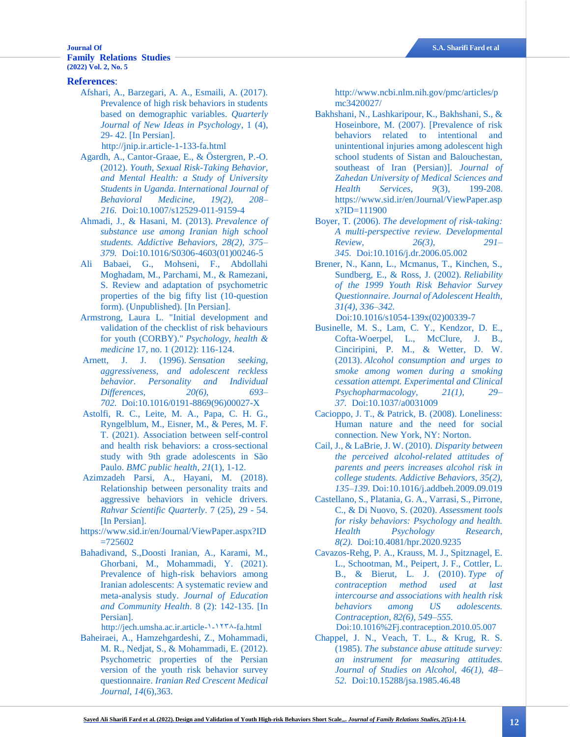## References:

Afshari, A., Barzegari, A. A., Esmaili, A. (2017). Prevalence of high risk behaviors in students based on demographic variables. *Quarterly Journal of New Ideas in Psychology*, 1 (4), 29- 42. [In Persian]. http://jnip.ir.article-1-133-fa.html

Agardh, A., Cantor-Graae, E., & Östergren, P.-O. (2012). *Youth, Sexual Risk-Taking Behavior, and Mental Health: a Study of University Students in Uganda. International Journal of Behavioral Medicine, 19(2), 208–216.* Doi:10.1007/s12529-011-9159-4

Ahmadi, J., & Hasani, M. (2013). *Prevalence of substance use among Iranian high school students. Addictive Behaviors, 28(2), 375–379.* Doi:10.1016/S0306-4603(01)00246-5

Ali Babaei, G., Mohseni, F., Abdollahi Moghadam, M., Parchami, M., & Ramezani, S. Review and adaptation of psychometric properties of the big fifty list (10-question form). (Unpublished). [In Persian].

Armstrong, Laura L. "Initial development and validation of the checklist of risk behaviours for youth (CORBY)." *Psychology, health & medicine* 17, no. 1 (2012): 116-124.

Arnett, J. J. (1996). *Sensation seeking, aggressiveness, and adolescent reckless behavior. Personality and Individual Differences, 20(6), 693–702.* Doi:10.1016/0191-8869(96)00027-X

Astolfi, R. C., Leite, M. A., Papa, C. H. G., Ryngelblum, M., Eisner, M., & Peres, M. F. T. (2021). Association between self-control and health risk behaviors: a cross-sectional study with 9th grade adolescents in São Paulo. *BMC public health*, *21*(1), 1-12.

Azimzadeh Parsi, A., Hayani, M. (2018). Relationship between personality traits and aggressive behaviors in vehicle drivers. *Rahvar Scientific Quarterly*. 7 (25), 29 - 54. [In Persian]. https://www.sid.ir/en/Journal/ViewPaper.aspx?ID=725602

Bahadivand, S.,Doosti Iranian, A., Karami, M., Ghorbani, M., Mohammadi, Y. (2021). Prevalence of high-risk behaviors among Iranian adolescents: A systematic review and meta-analysis study. *Journal of Education and Community Health*. 8 (2): 142-135. [In Persian]. http://jech.umsha.ac.ir.article-۱-۱۲۳۸-fa.html

Baheiraei, A., Hamzehgardeshi, Z., Mohammadi, M. R., Nedjat, S., & Mohammadi, E. (2012). Psychometric properties of the Persian version of the youth risk behavior survey questionnaire. *Iranian Red Crescent Medical Journal*, *14*(6),363. http://www.ncbi.nlm.nih.gov/pmc/articles/pmc3420027/

Bakhshani, N., Lashkaripour, K., Bakhshani, S., & Hoseinbore, M. (2007). [Prevalence of risk behaviors related to intentional and unintentional injuries among adolescent high school students of Sistan and Balouchestan, southeast of Iran (Persian)]. *Journal of Zahedan University of Medical Sciences and Health Services*, *9*(3), 199-208. https://www.sid.ir/en/Journal/ViewPaper.aspx?ID=111900

Boyer, T. (2006). *The development of risk-taking: A multi-perspective review. Developmental Review, 26(3), 291–345.* Doi:10.1016/j.dr.2006.05.002

Brener, N., Kann, L., Mcmanus, T., Kinchen, S., Sundberg, E., & Ross, J. (2002). *Reliability of the 1999 Youth Risk Behavior Survey Questionnaire. Journal of Adolescent Health, 31(4), 336–342.* Doi:10.1016/s1054-139x(02)00339-7

Businelle, M. S., Lam, C. Y., Kendzor, D. E., Cofta-Woerpel, L., McClure, J. B., Cinciripini, P. M., & Wetter, D. W. (2013). *Alcohol consumption and urges to smoke among women during a smoking cessation attempt. Experimental and Clinical Psychopharmacology, 21(1), 29–37.* Doi:10.1037/a0031009

Cacioppo, J. T., & Patrick, B. (2008). Loneliness: Human nature and the need for social connection. New York, NY: Norton.

Cail, J., & LaBrie, J. W. (2010). *Disparity between the perceived alcohol-related attitudes of parents and peers increases alcohol risk in college students. Addictive Behaviors, 35(2), 135–139.* Doi:10.1016/j.addbeh.2009.09.019

Castellano, S., Platania, G. A., Varrasi, S., Pirrone, C., & Di Nuovo, S. (2020). *Assessment tools for risky behaviors: Psychology and health. Health Psychology Research, 8(2).* Doi:10.4081/hpr.2020.9235

Cavazos-Rehg, P. A., Krauss, M. J., Spitznagel, E. L., Schootman, M., Peipert, J. F., Cottler, L. B., & Bierut, L. J. (2010). *Type of contraception method used at last intercourse and associations with health risk behaviors among US adolescents. Contraception, 82(6), 549–555.* Doi:10.1016%2Fj.contraception.2010.05.007

Chappel, J. N., Veach, T. L., & Krug, R. S. (1985). *The substance abuse attitude survey: an instrument for measuring attitudes. Journal of Studies on Alcohol, 46(1), 48–52.* Doi:10.15288/jsa.1985.46.48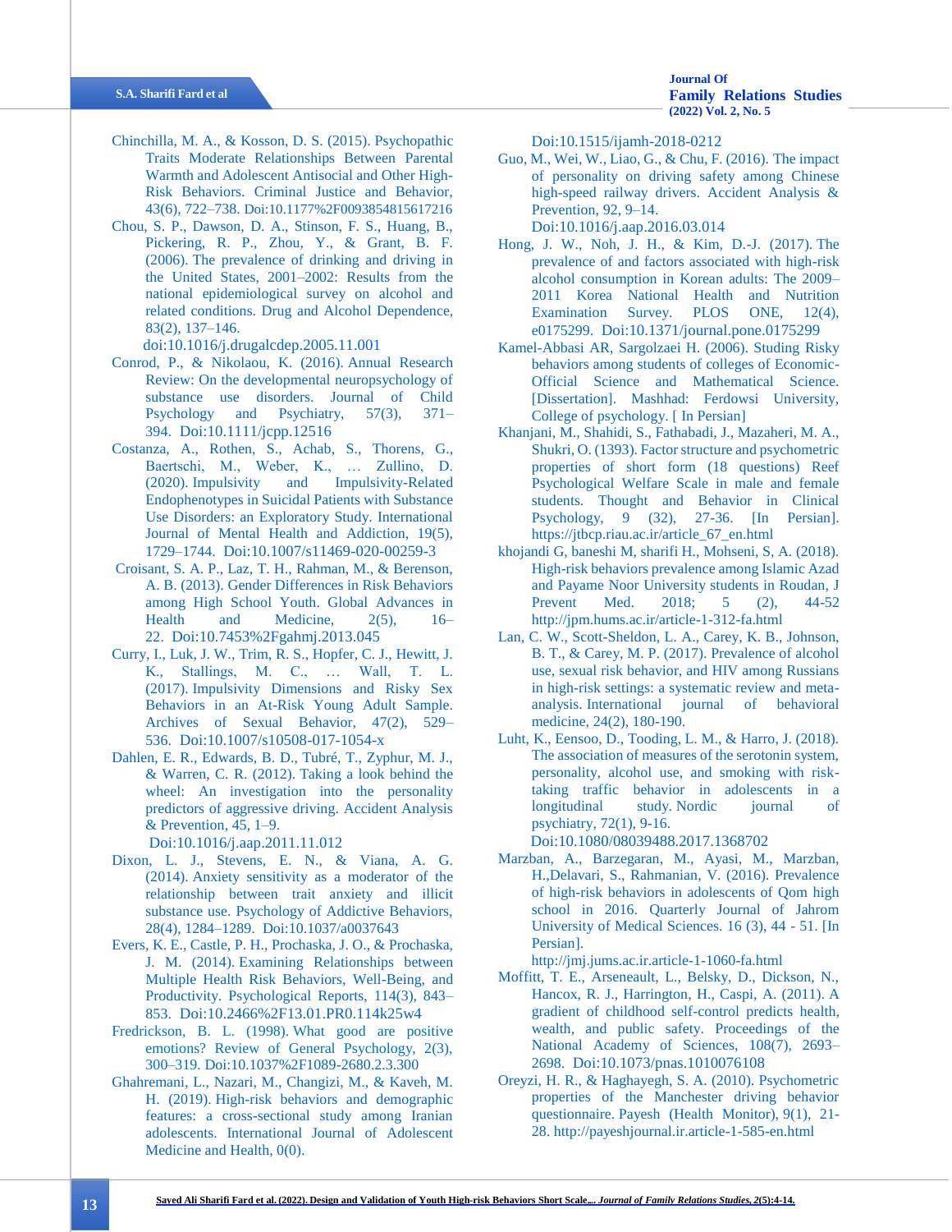Chinchilla, M. A., & Kosson, D. S. (2015). Psychopathic Traits Moderate Relationships Between Parental Warmth and Adolescent Antisocial and Other High-Risk Behaviors. Criminal Justice and Behavior, 43(6), 722–738. Doi:10.1177%2F0093854815617216

Chou, S. P., Dawson, D. A., Stinson, F. S., Huang, B., Pickering, R. P., Zhou, Y., & Grant, B. F. (2006). The prevalence of drinking and driving in the United States, 2001–2002: Results from the national epidemiological survey on alcohol and related conditions. Drug and Alcohol Dependence, 83(2), 137–146. doi:10.1016/j.drugalcdep.2005.11.001

Conrod, P., & Nikolaou, K. (2016). Annual Research Review: On the developmental neuropsychology of substance use disorders. Journal of Child Psychology and Psychiatry, 57(3), 371–394. Doi:10.1111/jcpp.12516

Costanza, A., Rothen, S., Achab, S., Thorens, G., Baertschi, M., Weber, K., … Zullino, D. (2020). Impulsivity and Impulsivity-Related Endophenotypes in Suicidal Patients with Substance Use Disorders: an Exploratory Study. International Journal of Mental Health and Addiction, 19(5), 1729–1744. Doi:10.1007/s11469-020-00259-3

Croisant, S. A. P., Laz, T. H., Rahman, M., & Berenson, A. B. (2013). Gender Differences in Risk Behaviors among High School Youth. Global Advances in Health and Medicine, 2(5), 16–22. Doi:10.7453%2Fgahmj.2013.045

Curry, I., Luk, J. W., Trim, R. S., Hopfer, C. J., Hewitt, J. K., Stallings, M. C., … Wall, T. L. (2017). Impulsivity Dimensions and Risky Sex Behaviors in an At-Risk Young Adult Sample. Archives of Sexual Behavior, 47(2), 529–536. Doi:10.1007/s10508-017-1054-x

Dahlen, E. R., Edwards, B. D., Tubré, T., Zyphur, M. J., & Warren, C. R. (2012). Taking a look behind the wheel: An investigation into the personality predictors of aggressive driving. Accident Analysis & Prevention, 45, 1–9. Doi:10.1016/j.aap.2011.11.012

Dixon, L. J., Stevens, E. N., & Viana, A. G. (2014). Anxiety sensitivity as a moderator of the relationship between trait anxiety and illicit substance use. Psychology of Addictive Behaviors, 28(4), 1284–1289. Doi:10.1037/a0037643

Evers, K. E., Castle, P. H., Prochaska, J. O., & Prochaska, J. M. (2014). Examining Relationships between Multiple Health Risk Behaviors, Well-Being, and Productivity. Psychological Reports, 114(3), 843–853. Doi:10.2466%2F13.01.PR0.114k25w4

Fredrickson, B. L. (1998). What good are positive emotions? Review of General Psychology, 2(3), 300–319. Doi:10.1037%2F1089-2680.2.3.300

Ghahremani, L., Nazari, M., Changizi, M., & Kaveh, M. H. (2019). High-risk behaviors and demographic features: a cross-sectional study among Iranian adolescents. International Journal of Adolescent Medicine and Health, 0(0). Doi:10.1515/ijamh-2018-0212

Guo, M., Wei, W., Liao, G., & Chu, F. (2016). The impact of personality on driving safety among Chinese high-speed railway drivers. Accident Analysis & Prevention, 92, 9–14. Doi:10.1016/j.aap.2016.03.014

Hong, J. W., Noh, J. H., & Kim, D.-J. (2017). The prevalence of and factors associated with high-risk alcohol consumption in Korean adults: The 2009–2011 Korea National Health and Nutrition Examination Survey. PLOS ONE, 12(4), e0175299. Doi:10.1371/journal.pone.0175299

Kamel-Abbasi AR, Sargolzaei H. (2006). Studing Risky behaviors among students of colleges of Economic-Official Science and Mathematical Science. [Dissertation]. Mashhad: Ferdowsi University, College of psychology. [ In Persian]

Khanjani, M., Shahidi, S., Fathabadi, J., Mazaheri, M. A., Shukri, O. (1393). Factor structure and psychometric properties of short form (18 questions) Reef Psychological Welfare Scale in male and female students. Thought and Behavior in Clinical Psychology, 9 (32), 27-36. [In Persian]. https://jtbcp.riau.ac.ir/article_67_en.html

khojandi G, baneshi M, sharifi H., Mohseni, S, A. (2018). High-risk behaviors prevalence among Islamic Azad and Payame Noor University students in Roudan, J Prevent Med. 2018; 5 (2), 44-52 http://jpm.hums.ac.ir/article-1-312-fa.html

Lan, C. W., Scott-Sheldon, L. A., Carey, K. B., Johnson, B. T., & Carey, M. P. (2017). Prevalence of alcohol use, sexual risk behavior, and HIV among Russians in high-risk settings: a systematic review and meta-analysis. International journal of behavioral medicine, 24(2), 180-190.

Luht, K., Eensoo, D., Tooding, L. M., & Harro, J. (2018). The association of measures of the serotonin system, personality, alcohol use, and smoking with risk-taking traffic behavior in adolescents in a longitudinal study. Nordic journal of psychiatry, 72(1), 9-16. Doi:10.1080/08039488.2017.1368702

Marzban, A., Barzegaran, M., Ayasi, M., Marzban, H.,Delavari, S., Rahmanian, V. (2016). Prevalence of high-risk behaviors in adolescents of Qom high school in 2016. Quarterly Journal of Jahrom University of Medical Sciences. 16 (3), 44 - 51. [In Persian]. http://jmj.jums.ac.ir.article-1-1060-fa.html

Moffitt, T. E., Arseneault, L., Belsky, D., Dickson, N., Hancox, R. J., Harrington, H., Caspi, A. (2011). A gradient of childhood self-control predicts health, wealth, and public safety. Proceedings of the National Academy of Sciences, 108(7), 2693–2698. Doi:10.1073/pnas.1010076108

Oreyzi, H. R., & Haghayegh, S. A. (2010). Psychometric properties of the Manchester driving behavior questionnaire. Payesh (Health Monitor), 9(1), 21-28. http://payeshjournal.ir.article-1-585-en.html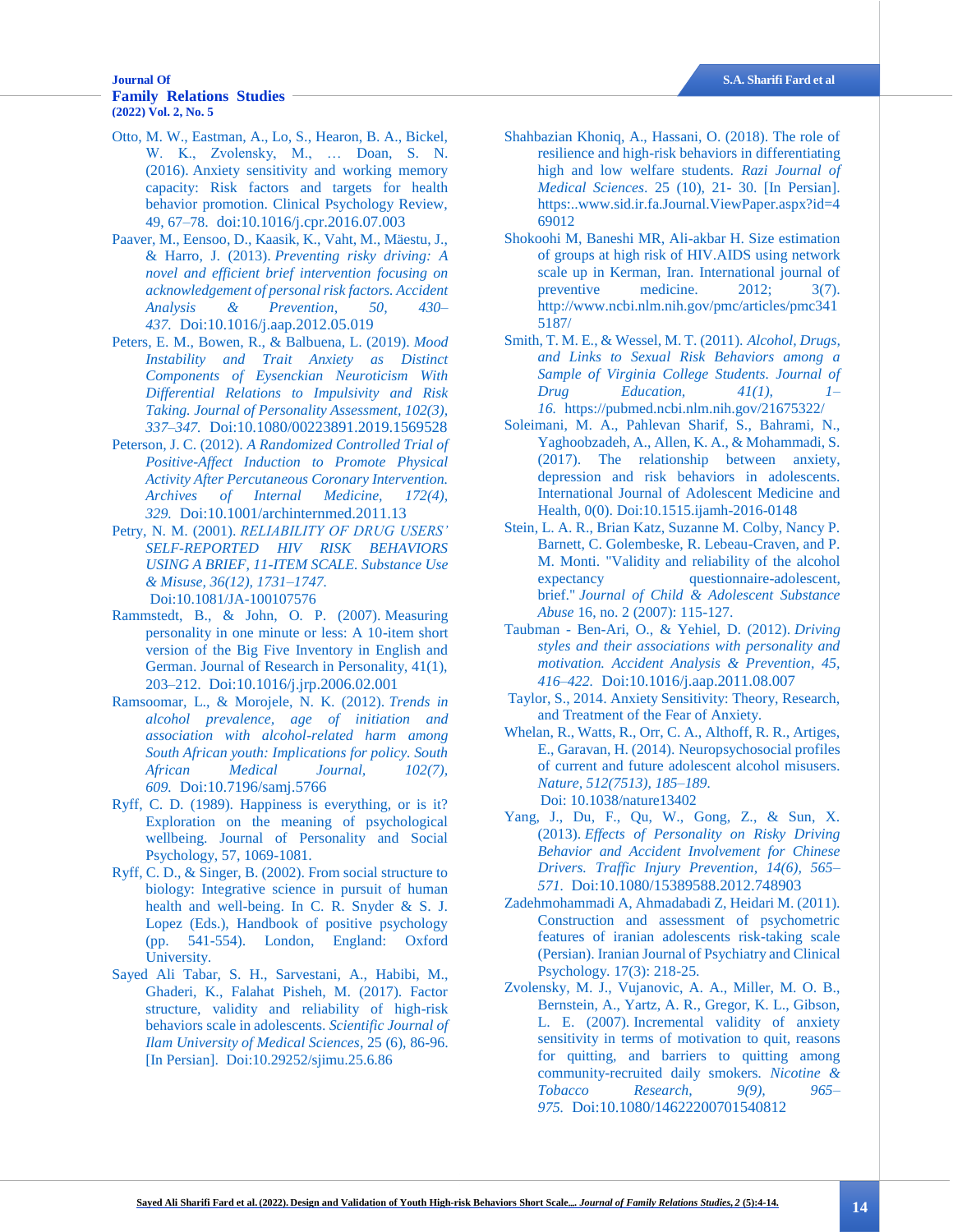Otto, M. W., Eastman, A., Lo, S., Hearon, B. A., Bickel, W. K., Zvolensky, M., … Doan, S. N. (2016). Anxiety sensitivity and working memory capacity: Risk factors and targets for health behavior promotion. Clinical Psychology Review, 49, 67–78. doi:10.1016/j.cpr.2016.07.003

Paaver, M., Eensoo, D., Kaasik, K., Vaht, M., Mäestu, J., & Harro, J. (2013). *Preventing risky driving: A novel and efficient brief intervention focusing on acknowledgement of personal risk factors. Accident Analysis & Prevention, 50, 430–437.* Doi:10.1016/j.aap.2012.05.019

Peters, E. M., Bowen, R., & Balbuena, L. (2019). *Mood Instability and Trait Anxiety as Distinct Components of Eysenckian Neuroticism With Differential Relations to Impulsivity and Risk Taking. Journal of Personality Assessment, 102(3), 337–347.* Doi:10.1080/00223891.2019.1569528

Peterson, J. C. (2012). *A Randomized Controlled Trial of Positive-Affect Induction to Promote Physical Activity After Percutaneous Coronary Intervention. Archives of Internal Medicine, 172(4), 329.* Doi:10.1001/archinternmed.2011.13

Petry, N. M. (2001). *RELIABILITY OF DRUG USERS' SELF-REPORTED HIV RISK BEHAVIORS USING A BRIEF, 11-ITEM SCALE. Substance Use & Misuse, 36(12), 1731–1747.* Doi:10.1081/JA-100107576

Rammstedt, B., & John, O. P. (2007). Measuring personality in one minute or less: A 10-item short version of the Big Five Inventory in English and German. Journal of Research in Personality, 41(1), 203–212. Doi:10.1016/j.jrp.2006.02.001

Ramsoomar, L., & Morojele, N. K. (2012). *Trends in alcohol prevalence, age of initiation and association with alcohol-related harm among South African youth: Implications for policy. South African Medical Journal, 102(7), 609.* Doi:10.7196/samj.5766

Ryff, C. D. (1989). Happiness is everything, or is it? Exploration on the meaning of psychological wellbeing. Journal of Personality and Social Psychology, 57, 1069-1081.

Ryff, C. D., & Singer, B. (2002). From social structure to biology: Integrative science in pursuit of human health and well-being. In C. R. Snyder & S. J. Lopez (Eds.), Handbook of positive psychology (pp. 541-554). London, England: Oxford University.

Sayed Ali Tabar, S. H., Sarvestani, A., Habibi, M., Ghaderi, K., Falahat Pisheh, M. (2017). Factor structure, validity and reliability of high-risk behaviors scale in adolescents. *Scientific Journal of Ilam University of Medical Sciences*, 25 (6), 86-96. [In Persian]. Doi:10.29252/sjimu.25.6.86

Shahbazian Khoniq, A., Hassani, O. (2018). The role of resilience and high-risk behaviors in differentiating high and low welfare students. *Razi Journal of Medical Sciences*. 25 (10), 21- 30. [In Persian]. https:..www.sid.ir.fa.Journal.ViewPaper.aspx?id=469012

Shokoohi M, Baneshi MR, Ali-akbar H. Size estimation of groups at high risk of HIV.AIDS using network scale up in Kerman, Iran. International journal of preventive medicine. 2012; 3(7). http://www.ncbi.nlm.nih.gov/pmc/articles/pmc3415187/

Smith, T. M. E., & Wessel, M. T. (2011). *Alcohol, Drugs, and Links to Sexual Risk Behaviors among a Sample of Virginia College Students. Journal of Drug Education, 41(1), 1–16.* https://pubmed.ncbi.nlm.nih.gov/21675322/

Soleimani, M. A., Pahlevan Sharif, S., Bahrami, N., Yaghoobzadeh, A., Allen, K. A., & Mohammadi, S. (2017). The relationship between anxiety, depression and risk behaviors in adolescents. International Journal of Adolescent Medicine and Health, 0(0). Doi:10.1515.ijamh-2016-0148

Stein, L. A. R., Brian Katz, Suzanne M. Colby, Nancy P. Barnett, C. Golembeske, R. Lebeau-Craven, and P. M. Monti. "Validity and reliability of the alcohol expectancy questionnaire-adolescent, brief." *Journal of Child & Adolescent Substance Abuse* 16, no. 2 (2007): 115-127.

Taubman - Ben-Ari, O., & Yehiel, D. (2012). *Driving styles and their associations with personality and motivation. Accident Analysis & Prevention, 45, 416–422.* Doi:10.1016/j.aap.2011.08.007

Taylor, S., 2014. Anxiety Sensitivity: Theory, Research, and Treatment of the Fear of Anxiety.

Whelan, R., Watts, R., Orr, C. A., Althoff, R. R., Artiges, E., Garavan, H. (2014). Neuropsychosocial profiles of current and future adolescent alcohol misusers. *Nature, 512(7513), 185–189.* Doi: 10.1038/nature13402

Yang, J., Du, F., Qu, W., Gong, Z., & Sun, X. (2013). *Effects of Personality on Risky Driving Behavior and Accident Involvement for Chinese Drivers. Traffic Injury Prevention, 14(6), 565–571.* Doi:10.1080/15389588.2012.748903

Zadehmohammadi A, Ahmadabadi Z, Heidari M. (2011). Construction and assessment of psychometric features of iranian adolescents risk-taking scale (Persian). Iranian Journal of Psychiatry and Clinical Psychology. 17(3): 218-25.

Zvolensky, M. J., Vujanovic, A. A., Miller, M. O. B., Bernstein, A., Yartz, A. R., Gregor, K. L., Gibson, L. E. (2007). Incremental validity of anxiety sensitivity in terms of motivation to quit, reasons for quitting, and barriers to quitting among community-recruited daily smokers. *Nicotine & Tobacco Research, 9(9), 965–975.* Doi:10.1080/14622200701540812